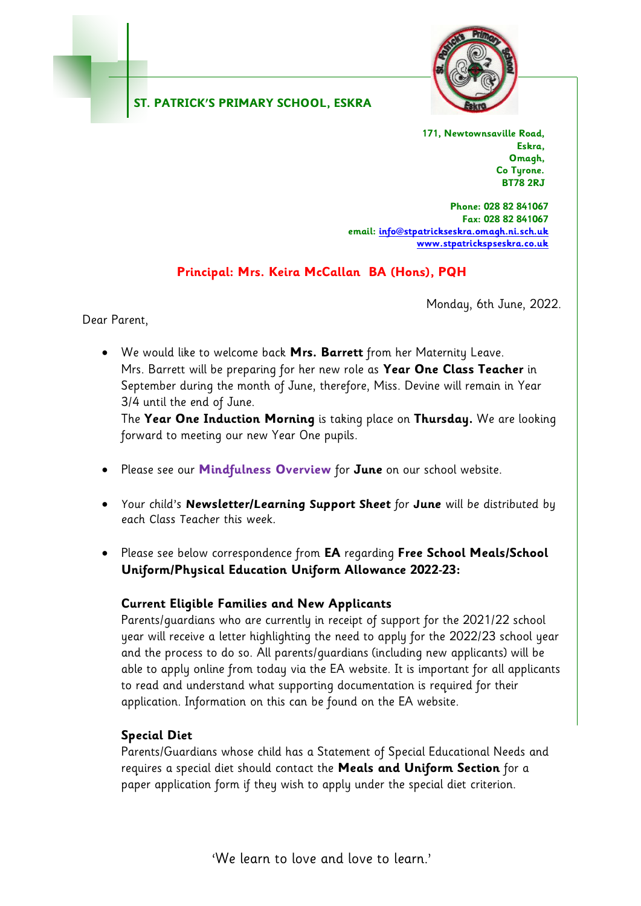## ST. PATRICK'S PRIMARY SCHOOL, ESKRA

**171, Newtownsaville Road,**
**Eskra,**
**Omagh,**
**Co Tyrone.**
**BT78 2RJ**

**Phone: 028 82 841067**
**Fax: 028 82 841067**
**email: info@stpatrickseskra.omagh.ni.sch.uk**
**www.stpatrickspseskra.co.uk**

**Principal: Mrs. Keira McCallan BA (Hons), PQH**

Monday, 6th June, 2022.

Dear Parent,

- We would like to welcome back **Mrs. Barrett** from her Maternity Leave. Mrs. Barrett will be preparing for her new role as **Year One Class Teacher** in September during the month of June, therefore, Miss. Devine will remain in Year 3/4 until the end of June.

  The **Year One Induction Morning** is taking place on **Thursday.** We are looking forward to meeting our new Year One pupils.

- Please see our **Mindfulness Overview** for **June** on our school website.

- Your child's ***Newsletter/Learning Support Sheet*** for **June** will be distributed by each Class Teacher this week.

- Please see below correspondence from **EA** regarding **Free School Meals/School Uniform/Physical Education Uniform Allowance 2022-23:**

  **Current Eligible Families and New Applicants**
  Parents/guardians who are currently in receipt of support for the 2021/22 school year will receive a letter highlighting the need to apply for the 2022/23 school year and the process to do so. All parents/guardians (including new applicants) will be able to apply online from today via the EA website. It is important for all applicants to read and understand what supporting documentation is required for their application. Information on this can be found on the EA website.

  **Special Diet**
  Parents/Guardians whose child has a Statement of Special Educational Needs and requires a special diet should contact the **Meals and Uniform Section** for a paper application form if they wish to apply under the special diet criterion.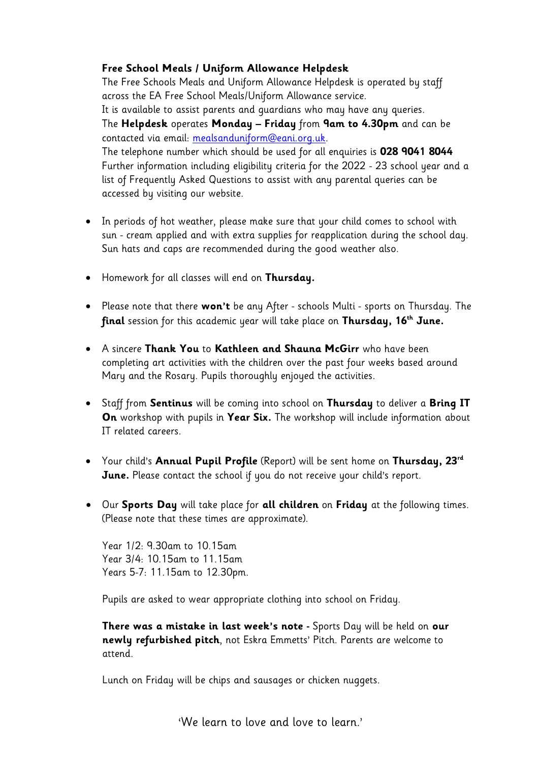**Free School Meals / Uniform Allowance Helpdesk**

The Free Schools Meals and Uniform Allowance Helpdesk is operated by staff across the EA Free School Meals/Uniform Allowance service.

It is available to assist parents and guardians who may have any queries.

The **Helpdesk** operates **Monday – Friday** from **9am to 4.30pm** and can be contacted via email: mealsanduniform@eani.org.uk.

The telephone number which should be used for all enquiries is **028 9041 8044**

Further information including eligibility criteria for the 2022 - 23 school year and a list of Frequently Asked Questions to assist with any parental queries can be accessed by visiting our website.

- In periods of hot weather, please make sure that your child comes to school with sun - cream applied and with extra supplies for reapplication during the school day. Sun hats and caps are recommended during the good weather also.

- Homework for all classes will end on **Thursday.**

- Please note that there **won't** be any After - schools Multi - sports on Thursday. The **final** session for this academic year will take place on **Thursday, 16th June.**

- A sincere **Thank You** to **Kathleen and Shauna McGirr** who have been completing art activities with the children over the past four weeks based around Mary and the Rosary. Pupils thoroughly enjoyed the activities.

- Staff from **Sentinus** will be coming into school on **Thursday** to deliver a **Bring IT On** workshop with pupils in **Year Six.** The workshop will include information about IT related careers.

- Your child's **Annual Pupil Profile** (Report) will be sent home on **Thursday, 23rd June.** Please contact the school if you do not receive your child's report.

- Our **Sports Day** will take place for **all children** on **Friday** at the following times. (Please note that these times are approximate).

  Year 1/2: 9.30am to 10.15am
  Year 3/4: 10.15am to 11.15am
  Years 5-7: 11.15am to 12.30pm.

  Pupils are asked to wear appropriate clothing into school on Friday.

  **There was a mistake in last week's note -** Sports Day will be held on **our newly refurbished pitch**, not Eskra Emmetts' Pitch. Parents are welcome to attend.

  Lunch on Friday will be chips and sausages or chicken nuggets.

'We learn to love and love to learn.'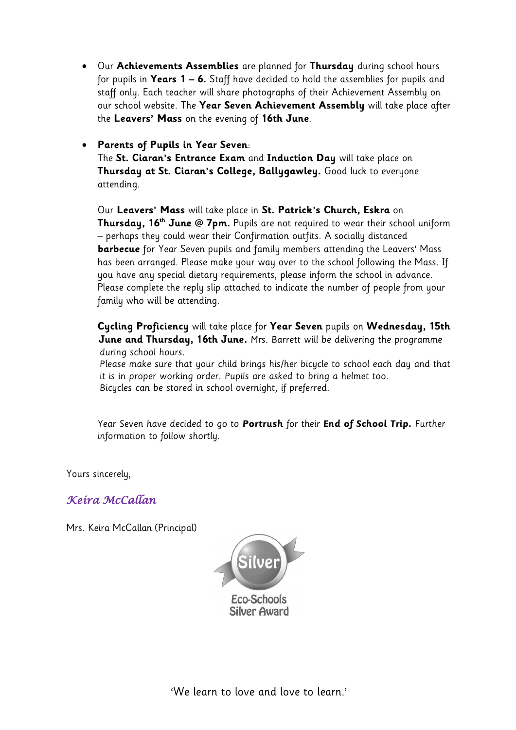- Our **Achievements Assemblies** are planned for **Thursday** during school hours for pupils in **Years 1 – 6.** Staff have decided to hold the assemblies for pupils and staff only. Each teacher will share photographs of their Achievement Assembly on our school website. The **Year Seven Achievement Assembly** will take place after the **Leavers' Mass** on the evening of **16th June**.

- **Parents of Pupils in Year Seven**:
  The **St. Ciaran's Entrance Exam** and **Induction Day** will take place on **Thursday at St. Ciaran's College, Ballygawley.** Good luck to everyone attending.

  Our **Leavers' Mass** will take place in **St. Patrick's Church, Eskra** on **Thursday, 16th June @ 7pm.** Pupils are not required to wear their school uniform – perhaps they could wear their Confirmation outfits. A socially distanced **barbecue** for Year Seven pupils and family members attending the Leavers' Mass has been arranged. Please make your way over to the school following the Mass. If you have any special dietary requirements, please inform the school in advance. Please complete the reply slip attached to indicate the number of people from your family who will be attending.

  **Cycling Proficiency** will take place for **Year Seven** pupils on **Wednesday, 15th June and Thursday, 16th June.** Mrs. Barrett will be delivering the programme during school hours.
  Please make sure that your child brings his/her bicycle to school each day and that it is in proper working order. Pupils are asked to bring a helmet too.
  Bicycles can be stored in school overnight, if preferred.

  Year Seven have decided to go to **Portrush** for their **End of School Trip.** Further information to follow shortly.

Yours sincerely,

*Keira McCallan*

Mrs. Keira McCallan (Principal)

Silver
Eco-Schools Silver Award

'We learn to love and love to learn.'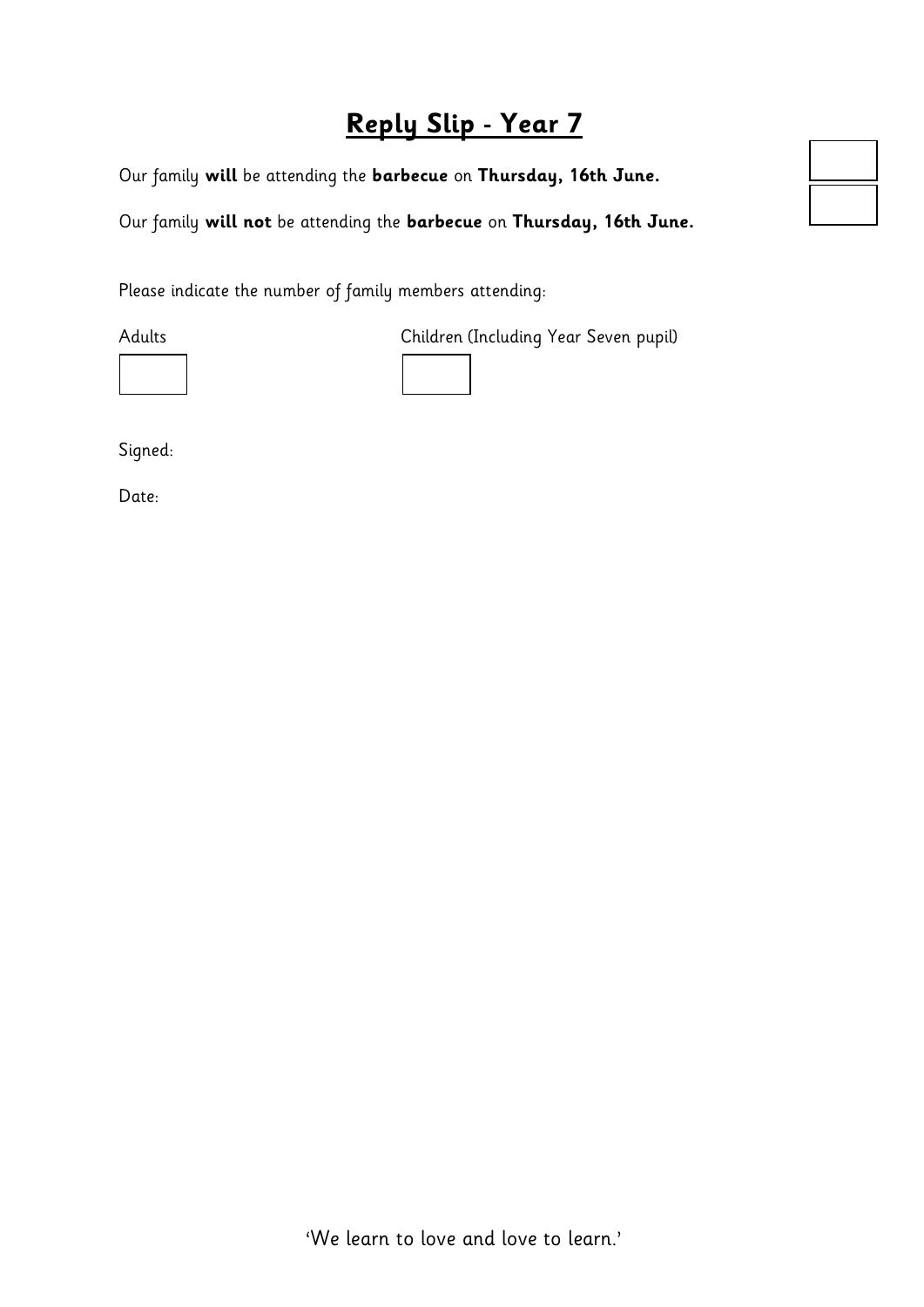# <u>Reply Slip - Year 7</u>

Our family **will** be attending the **barbecue** on **Thursday, 16th June.**

Our family **will not** be attending the **barbecue** on **Thursday, 16th June.**

Please indicate the number of family members attending:

Adults

Children (Including Year Seven pupil)

Signed:

Date:

'We learn to love and love to learn.'